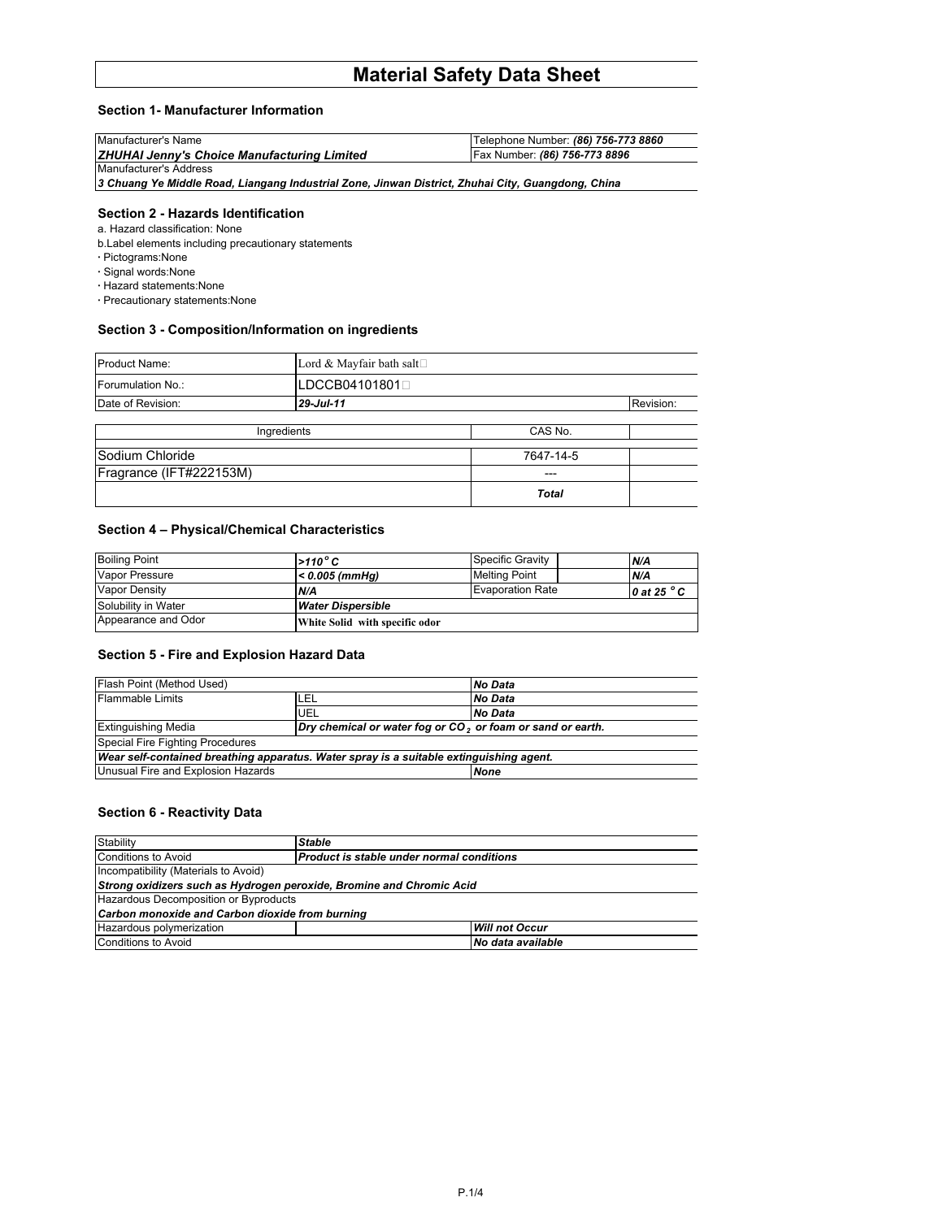# Material Safety Data Sheet

## Section 1- Manufacturer Information

| Manufacturer's Name | Telephone Number: ***(86) 756-773 8860*** |
|---|---|
| ***ZHUHAI Jenny's Choice Manufacturing Limited*** | Fax Number: ***(86) 756-773 8896*** |
| Manufacturer's Address | |
| ***3 Chuang Ye Middle Road, Liangang Industrial Zone, Jinwan District, Zhuhai City, Guangdong, China*** | |

## Section 2 - Hazards Identification

a. Hazard classification: None

b.Label elements including precautionary statements

- Pictograms:None
- Signal words:None
- Hazard statements:None
- Precautionary statements:None

## Section 3 - Composition/Information on ingredients

| Product Name: | Lord & Mayfair bath salt | |
|---|---|---|
| Forumulation No.: | LDCCB04101801 | |
| Date of Revision: | ***29-Jul-11*** | Revision: |

| Ingredients | CAS No. | |
|---|---|---|
| Sodium Chloride | 7647-14-5 | |
| Fragrance (IFT#222153M) | --- | |
| | ***Total*** | |

## Section 4 – Physical/Chemical Characteristics

| Boiling Point | ***>110 °C*** | Specific Gravity | ***N/A*** |
|---|---|---|---|
| Vapor Pressure | ***< 0.005 (mmHg)*** | Melting Point | ***N/A*** |
| Vapor Density | ***N/A*** | Evaporation Rate | ***0 at 25 °C*** |
| Solubility in Water | ***Water Dispersible*** | | |
| Appearance and Odor | **White Solid with specific odor** | | |

## Section 5 - Fire and Explosion Hazard Data

| Flash Point (Method Used) | | ***No Data*** |
|---|---|---|
| Flammable Limits | LEL | ***No Data*** |
| | UEL | ***No Data*** |
| Extinguishing Media | ***Dry chemical or water fog or $CO_2$ or foam or sand or earth.*** | |
| Special Fire Fighting Procedures | | |
| ***Wear self-contained breathing apparatus. Water spray is a suitable extinguishing agent.*** | | |
| Unusual Fire and Explosion Hazards | | ***None*** |

## Section 6 - Reactivity Data

| Stability | ***Stable*** | |
|---|---|---|
| Conditions to Avoid | ***Product is stable under normal conditions*** | |
| Incompatibility (Materials to Avoid) | | |
| ***Strong oxidizers such as Hydrogen peroxide, Bromine and Chromic Acid*** | | |
| Hazardous Decomposition or Byproducts | | |
| ***Carbon monoxide and Carbon dioxide from burning*** | | |
| Hazardous polymerization | | ***Will not Occur*** |
| Conditions to Avoid | | ***No data available*** |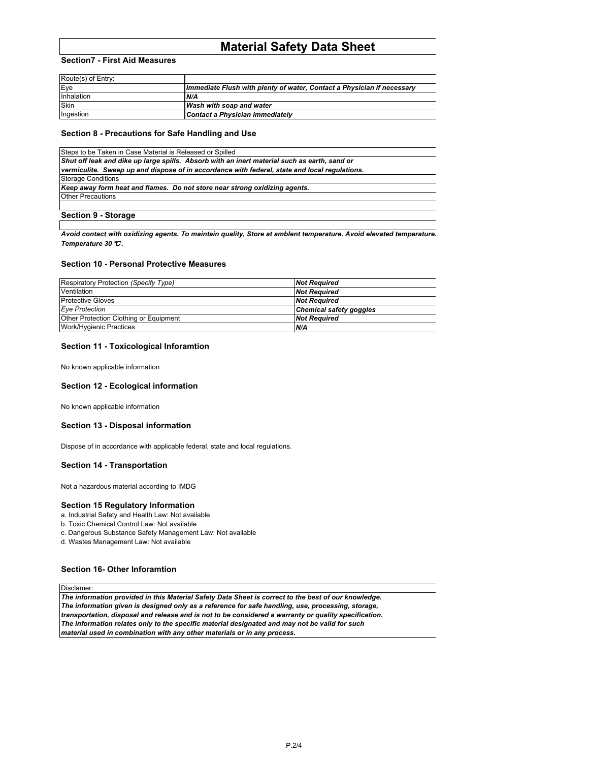# Material Safety Data Sheet

## Section7 - First Aid Measures

| Route(s) of Entry: | |
|---|---|
| Eye | ***Immediate Flush with plenty of water, Contact a Physician if necessary*** |
| Inhalation | ***N/A*** |
| Skin | ***Wash with soap and water*** |
| Ingestion | ***Contact a Physician immediately*** |

## Section 8 - Precautions for Safe Handling and Use

Steps to be Taken in Case Material is Released or Spilled

***Shut off leak and dike up large spills. Absorb with an inert material such as earth, sand or vermiculite. Sweep up and dispose of in accordance with federal, state and local regulations.***

Storage Conditions

***Keep away form heat and flames. Do not store near strong oxidizing agents.***

Other Precautions

## Section 9 - Storage

***Avoid contact with oxidizing agents. To maintain quality, Store at amblent temperature. Avoid elevated temperature. Temperature 30 ℃.***

## Section 10 - Personal Protective Measures

| Respiratory Protection *(Specify Type)* | ***Not Required*** |
|---|---|
| Ventilation | ***Not Required*** |
| Protective Gloves | ***Not Required*** |
| *Eye Protection* | ***Chemical safety goggles*** |
| Other Protection Clothing or Equipment | ***Not Required*** |
| Work/Hygienic Practices | ***N/A*** |

## Section 11 - Toxicological Inforamtion

No known applicable information

## Section 12 - Ecological information

No known applicable information

## Section 13 - Disposal information

Dispose of in accordance with applicable federal, state and local regulations.

## Section 14 - Transportation

Not a hazardous material according to IMDG

## Section 15 Regulatory Information

a. Industrial Safety and Health Law: Not available
b. Toxic Chemical Control Law: Not available
c. Dangerous Substance Safety Management Law: Not available
d. Wastes Management Law: Not available

## Section 16- Other Inforamtion

Disclamer:

***The information provided in this Material Safety Data Sheet is correct to the best of our knowledge. The information given is designed only as a reference for safe handling, use, processing, storage, transportation, disposal and release and is not to be considered a warranty or quality specification. The information relates only to the specific material designated and may not be valid for such material used in combination with any other materials or in any process.***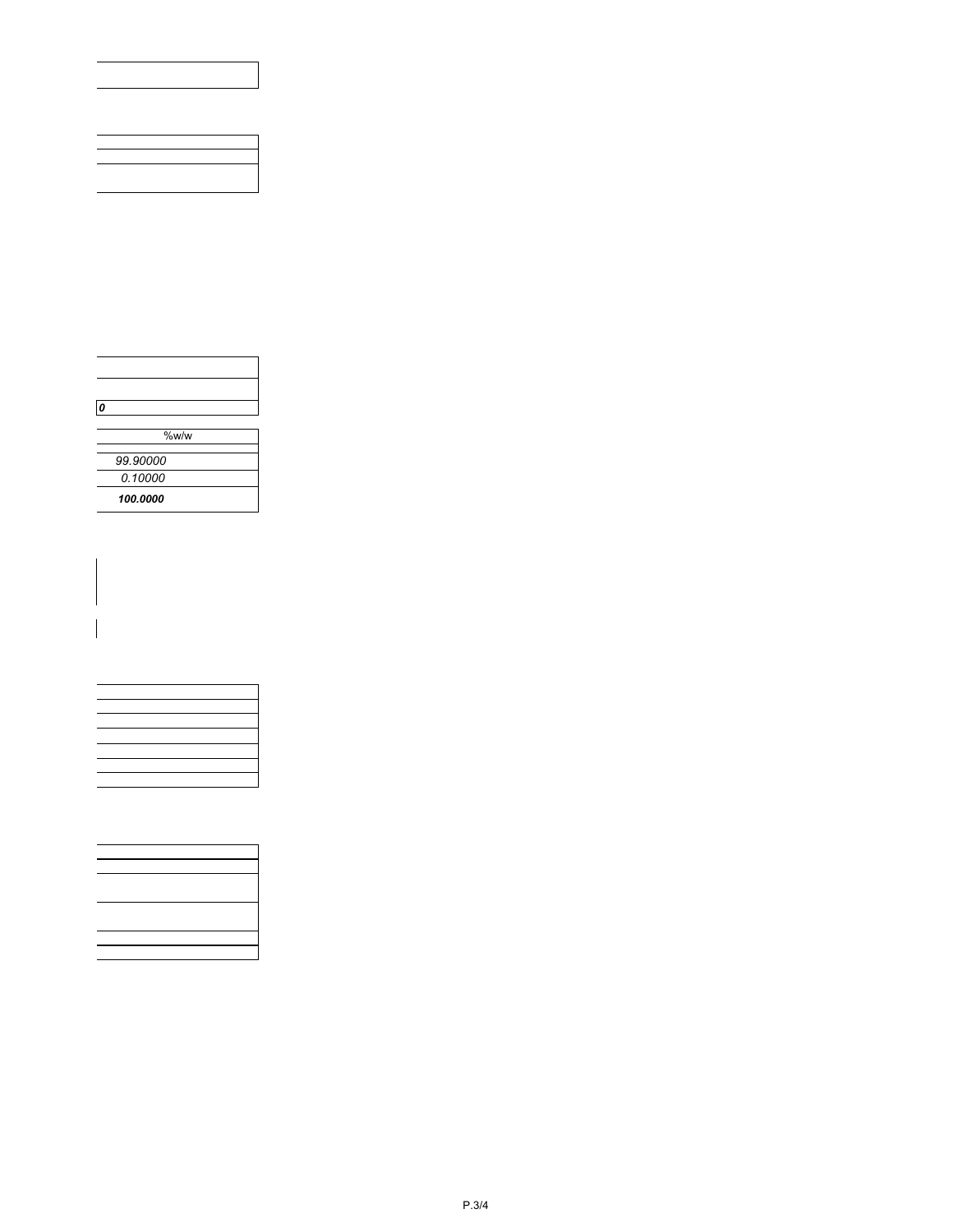*0*

| %w/w |
| --- |
| |
| *99.90000* |
| *0.10000* |
| ***100.0000*** |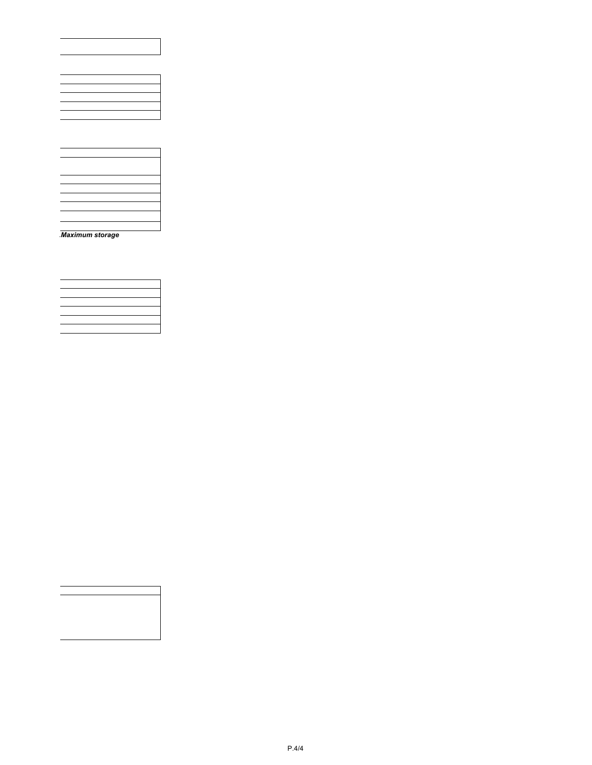*Maximum storage*